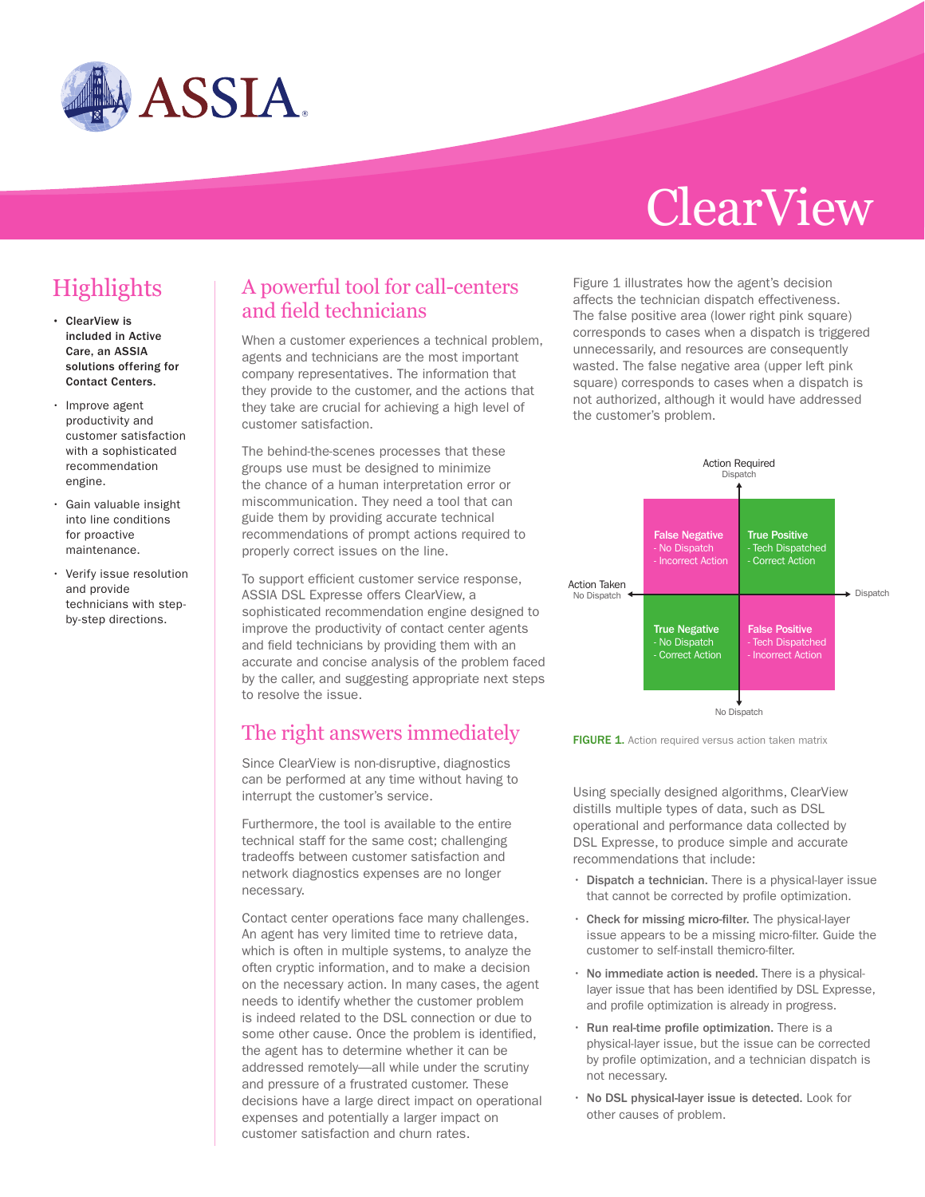# ClearView

## Highlights

- **ClearView is included in Active Care, an ASSIA solutions offering for Contact Centers.**
- Improve agent productivity and customer satisfaction with a sophisticated recommendation engine.
- Gain valuable insight into line conditions for proactive maintenance.
- Verify issue resolution and provide technicians with step-by-step directions.

## A powerful tool for call-centers and field technicians

When a customer experiences a technical problem, agents and technicians are the most important company representatives. The information that they provide to the customer, and the actions that they take are crucial for achieving a high level of customer satisfaction.

The behind-the-scenes processes that these groups use must be designed to minimize the chance of a human interpretation error or miscommunication. They need a tool that can guide them by providing accurate technical recommendations of prompt actions required to properly correct issues on the line.

To support efficient customer service response, ASSIA DSL Expresse offers ClearView, a sophisticated recommendation engine designed to improve the productivity of contact center agents and field technicians by providing them with an accurate and concise analysis of the problem faced by the caller, and suggesting appropriate next steps to resolve the issue.

## The right answers immediately

Since ClearView is non-disruptive, diagnostics can be performed at any time without having to interrupt the customer's service.

Furthermore, the tool is available to the entire technical staff for the same cost; challenging tradeoffs between customer satisfaction and network diagnostics expenses are no longer necessary.

Contact center operations face many challenges. An agent has very limited time to retrieve data, which is often in multiple systems, to analyze the often cryptic information, and to make a decision on the necessary action. In many cases, the agent needs to identify whether the customer problem is indeed related to the DSL connection or due to some other cause. Once the problem is identified, the agent has to determine whether it can be addressed remotely—all while under the scrutiny and pressure of a frustrated customer. These decisions have a large direct impact on operational expenses and potentially a larger impact on customer satisfaction and churn rates.

Figure 1 illustrates how the agent's decision affects the technician dispatch effectiveness. The false positive area (lower right pink square) corresponds to cases when a dispatch is triggered unnecessarily, and resources are consequently wasted. The false negative area (upper left pink square) corresponds to cases when a dispatch is not authorized, although it would have addressed the customer's problem.

| Action Required: Dispatch | Action Taken: No Dispatch | Action Taken: Dispatch |
|---|---|---|
| **Action Required: Dispatch** | **False Negative** - No Dispatch - Incorrect Action | **True Positive** - Tech Dispatched - Correct Action |
| **Action Required: No Dispatch** | **True Negative** - No Dispatch - Correct Action | **False Positive** - Tech Dispatched - Incorrect Action |

**FIGURE 1.** Action required versus action taken matrix

Using specially designed algorithms, ClearView distills multiple types of data, such as DSL operational and performance data collected by DSL Expresse, to produce simple and accurate recommendations that include:

- **Dispatch a technician.** There is a physical-layer issue that cannot be corrected by profile optimization.
- **Check for missing micro-filter.** The physical-layer issue appears to be a missing micro-filter. Guide the customer to self-install themicro-filter.
- **No immediate action is needed.** There is a physical-layer issue that has been identified by DSL Expresse, and profile optimization is already in progress.
- **Run real-time profile optimization.** There is a physical-layer issue, but the issue can be corrected by profile optimization, and a technician dispatch is not necessary.
- **No DSL physical-layer issue is detected.** Look for other causes of problem.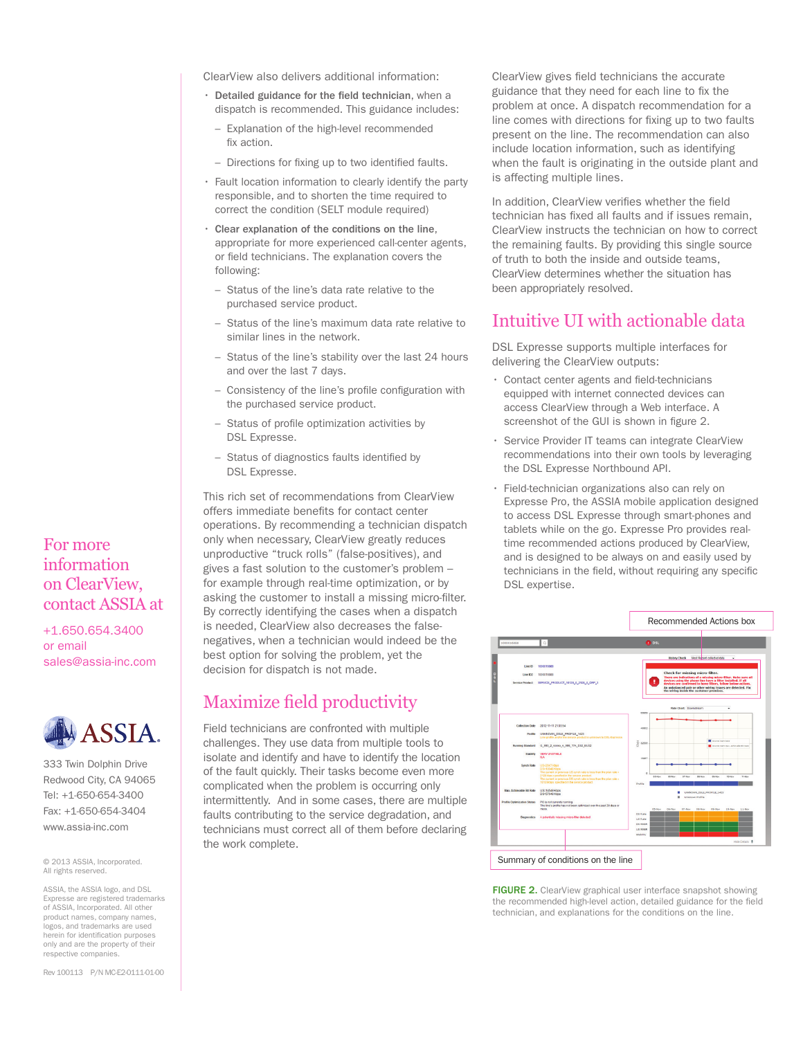ClearView also delivers additional information:

- **Detailed guidance for the field technician**, when a dispatch is recommended. This guidance includes:
  - Explanation of the high-level recommended fix action.
  - Directions for fixing up to two identified faults.
- Fault location information to clearly identify the party responsible, and to shorten the time required to correct the condition (SELT module required)
- **Clear explanation of the conditions on the line**, appropriate for more experienced call-center agents, or field technicians. The explanation covers the following:
  - Status of the line's data rate relative to the purchased service product.
  - Status of the line's maximum data rate relative to similar lines in the network.
  - Status of the line's stability over the last 24 hours and over the last 7 days.
  - Consistency of the line's profile configuration with the purchased service product.
  - Status of profile optimization activities by DSL Expresse.
  - Status of diagnostics faults identified by DSL Expresse.

This rich set of recommendations from ClearView offers immediate benefits for contact center operations. By recommending a technician dispatch only when necessary, ClearView greatly reduces unproductive "truck rolls" (false-positives), and gives a fast solution to the customer's problem – for example through real-time optimization, or by asking the customer to install a missing micro-filter. By correctly identifying the cases when a dispatch is needed, ClearView also decreases the false-negatives, when a technician would indeed be the best option for solving the problem, yet the decision for dispatch is not made.

## Maximize field productivity

Field technicians are confronted with multiple challenges. They use data from multiple tools to isolate and identify and have to identify the location of the fault quickly. Their tasks become even more complicated when the problem is occurring only intermittently. And in some cases, there are multiple faults contributing to the service degradation, and technicians must correct all of them before declaring the work complete.

ClearView gives field technicians the accurate guidance that they need for each line to fix the problem at once. A dispatch recommendation for a line comes with directions for fixing up to two faults present on the line. The recommendation can also include location information, such as identifying when the fault is originating in the outside plant and is affecting multiple lines.

In addition, ClearView verifies whether the field technician has fixed all faults and if issues remain, ClearView instructs the technician on how to correct the remaining faults. By providing this single source of truth to both the inside and outside teams, ClearView determines whether the situation has been appropriately resolved.

## Intuitive UI with actionable data

DSL Expresse supports multiple interfaces for delivering the ClearView outputs:

- Contact center agents and field-technicians equipped with internet connected devices can access ClearView through a Web interface. A screenshot of the GUI is shown in figure 2.
- Service Provider IT teams can integrate ClearView recommendations into their own tools by leveraging the DSL Expresse Northbound API.
- Field-technician organizations also can rely on Expresse Pro, the ASSIA mobile application designed to access DSL Expresse through smart-phones and tablets while on the go. Expresse Pro provides real-time recommended actions produced by ClearView, and is designed to be always on and easily used by technicians in the field, without requiring any specific DSL expertise.

Recommended Actions box

Summary of conditions on the line

**FIGURE 2.** ClearView graphical user interface snapshot showing the recommended high-level action, detailed guidance for the field technician, and explanations for the conditions on the line.

### For more information on ClearView, contact ASSIA at

+1.650.654.3400
or email
sales@assia-inc.com

ASSIA

333 Twin Dolphin Drive
Redwood City, CA 94065
Tel: +1-650-654-3400
Fax: +1-650-654-3404
www.assia-inc.com

© 2013 ASSIA, Incorporated.
All rights reserved.

ASSIA, the ASSIA logo, and DSL Expresse are registered trademarks of ASSIA, Incorporated. All other product names, company names, logos, and trademarks are used herein for identification purposes only and are the property of their respective companies.

Rev 100113 P/N MC-E2-0111-01-00